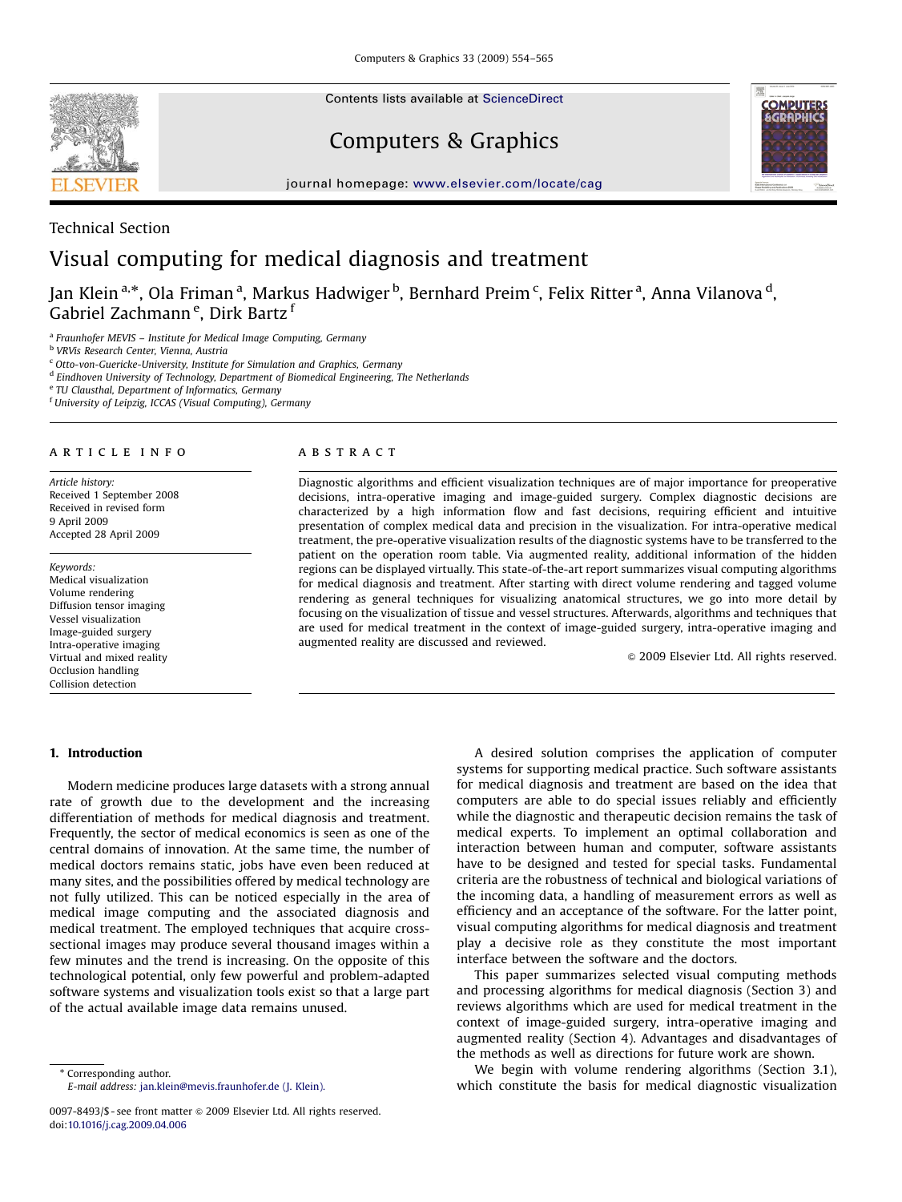Technical Section

# Visual computing for medical diagnosis and treatment

Jan Klein [a,*], Ola Friman [a], Markus Hadwiger [b], Bernhard Preim [c], Felix Ritter [a], Anna Vilanova [d], Gabriel Zachmann [e], Dirk Bartz [f]

[a] Fraunhofer MEVIS – Institute for Medical Image Computing, Germany
[b] VRVis Research Center, Vienna, Austria
[c] Otto-von-Guericke-University, Institute for Simulation and Graphics, Germany
[d] Eindhoven University of Technology, Department of Biomedical Engineering, The Netherlands
[e] TU Clausthal, Department of Informatics, Germany
[f] University of Leipzig, ICCAS (Visual Computing), Germany

## ARTICLE INFO

*Article history:*
Received 1 September 2008
Received in revised form 9 April 2009
Accepted 28 April 2009

*Keywords:*
Medical visualization
Volume rendering
Diffusion tensor imaging
Vessel visualization
Image-guided surgery
Intra-operative imaging
Virtual and mixed reality
Occlusion handling
Collision detection

## ABSTRACT

Diagnostic algorithms and efficient visualization techniques are of major importance for preoperative decisions, intra-operative imaging and image-guided surgery. Complex diagnostic decisions are characterized by a high information flow and fast decisions, requiring efficient and intuitive presentation of complex medical data and precision in the visualization. For intra-operative medical treatment, the pre-operative visualization results of the diagnostic systems have to be transferred to the patient on the operation room table. Via augmented reality, additional information of the hidden regions can be displayed virtually. This state-of-the-art report summarizes visual computing algorithms for medical diagnosis and treatment. After starting with direct volume rendering and tagged volume rendering as general techniques for visualizing anatomical structures, we go into more detail by focusing on the visualization of tissue and vessel structures. Afterwards, algorithms and techniques that are used for medical treatment in the context of image-guided surgery, intra-operative imaging and augmented reality are discussed and reviewed.

© 2009 Elsevier Ltd. All rights reserved.

## 1. Introduction

Modern medicine produces large datasets with a strong annual rate of growth due to the development and the increasing differentiation of methods for medical diagnosis and treatment. Frequently, the sector of medical economics is seen as one of the central domains of innovation. At the same time, the number of medical doctors remains static, jobs have even been reduced at many sites, and the possibilities offered by medical technology are not fully utilized. This can be noticed especially in the area of medical image computing and the associated diagnosis and medical treatment. The employed techniques that acquire cross-sectional images may produce several thousand images within a few minutes and the trend is increasing. On the opposite of this technological potential, only few powerful and problem-adapted software systems and visualization tools exist so that a large part of the actual available image data remains unused.

A desired solution comprises the application of computer systems for supporting medical practice. Such software assistants for medical diagnosis and treatment are based on the idea that computers are able to do special issues reliably and efficiently while the diagnostic and therapeutic decision remains the task of medical experts. To implement an optimal collaboration and interaction between human and computer, software assistants have to be designed and tested for special tasks. Fundamental criteria are the robustness of technical and biological variations of the incoming data, a handling of measurement errors as well as efficiency and an acceptance of the software. For the latter point, visual computing algorithms for medical diagnosis and treatment play a decisive role as they constitute the most important interface between the software and the doctors.

This paper summarizes selected visual computing methods and processing algorithms for medical diagnosis (Section 3) and reviews algorithms which are used for medical treatment in the context of image-guided surgery, intra-operative imaging and augmented reality (Section 4). Advantages and disadvantages of the methods as well as directions for future work are shown.

We begin with volume rendering algorithms (Section 3.1), which constitute the basis for medical diagnostic visualization

* Corresponding author.
*E-mail address:* jan.klein@mevis.fraunhofer.de (J. Klein).

0097-8493/$ - see front matter © 2009 Elsevier Ltd. All rights reserved.
doi:10.1016/j.cag.2009.04.006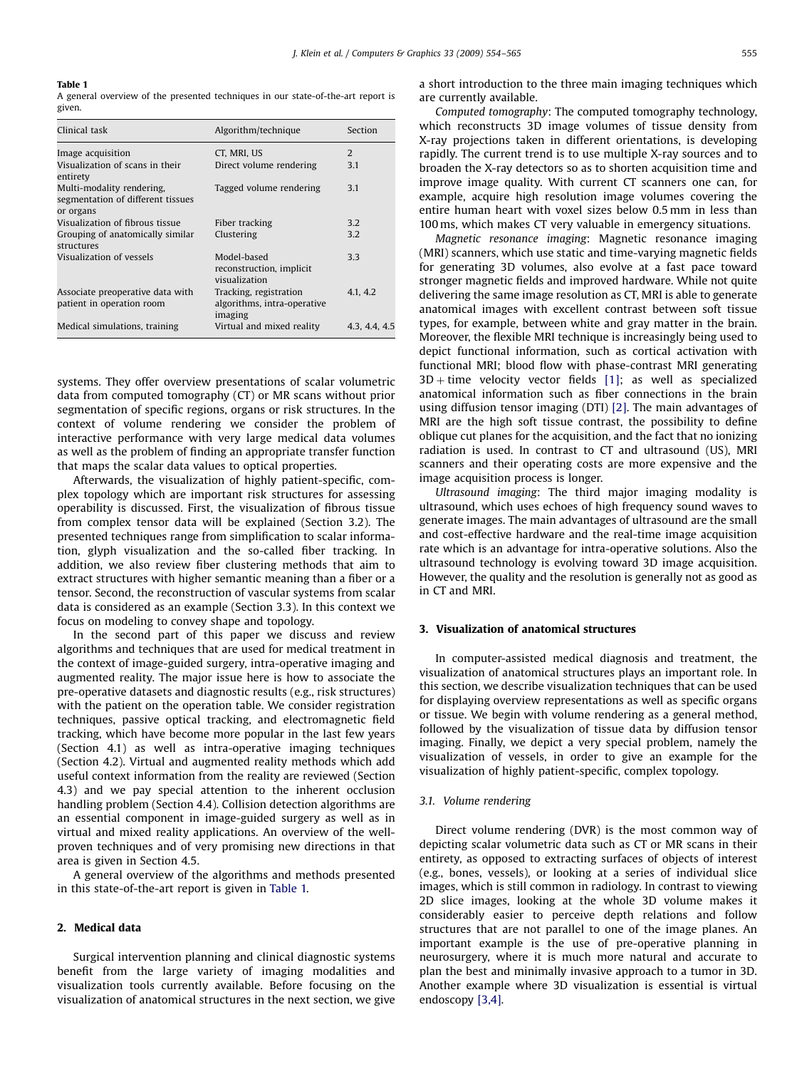**Table 1**
A general overview of the presented techniques in our state-of-the-art report is given.

| Clinical task | Algorithm/technique | Section |
|---|---|---|
| Image acquisition | CT, MRI, US | 2 |
| Visualization of scans in their entirety | Direct volume rendering | 3.1 |
| Multi-modality rendering, segmentation of different tissues or organs | Tagged volume rendering | 3.1 |
| Visualization of fibrous tissue | Fiber tracking | 3.2 |
| Grouping of anatomically similar structures | Clustering | 3.2 |
| Visualization of vessels | Model-based reconstruction, implicit visualization | 3.3 |
| Associate preoperative data with patient in operation room | Tracking, registration algorithms, intra-operative imaging | 4.1, 4.2 |
| Medical simulations, training | Virtual and mixed reality | 4.3, 4.4, 4.5 |

systems. They offer overview presentations of scalar volumetric data from computed tomography (CT) or MR scans without prior segmentation of specific regions, organs or risk structures. In the context of volume rendering we consider the problem of interactive performance with very large medical data volumes as well as the problem of finding an appropriate transfer function that maps the scalar data values to optical properties.

Afterwards, the visualization of highly patient-specific, complex topology which are important risk structures for assessing operability is discussed. First, the visualization of fibrous tissue from complex tensor data will be explained (Section 3.2). The presented techniques range from simplification to scalar information, glyph visualization and the so-called fiber tracking. In addition, we also review fiber clustering methods that aim to extract structures with higher semantic meaning than a fiber or a tensor. Second, the reconstruction of vascular systems from scalar data is considered as an example (Section 3.3). In this context we focus on modeling to convey shape and topology.

In the second part of this paper we discuss and review algorithms and techniques that are used for medical treatment in the context of image-guided surgery, intra-operative imaging and augmented reality. The major issue here is how to associate the pre-operative datasets and diagnostic results (e.g., risk structures) with the patient on the operation table. We consider registration techniques, passive optical tracking, and electromagnetic field tracking, which have become more popular in the last few years (Section 4.1) as well as intra-operative imaging techniques (Section 4.2). Virtual and augmented reality methods which add useful context information from the reality are reviewed (Section 4.3) and we pay special attention to the inherent occlusion handling problem (Section 4.4). Collision detection algorithms are an essential component in image-guided surgery as well as in virtual and mixed reality applications. An overview of the well-proven techniques and of very promising new directions in that area is given in Section 4.5.

A general overview of the algorithms and methods presented in this state-of-the-art report is given in Table 1.

## 2. Medical data

Surgical intervention planning and clinical diagnostic systems benefit from the large variety of imaging modalities and visualization tools currently available. Before focusing on the visualization of anatomical structures in the next section, we give a short introduction to the three main imaging techniques which are currently available.

*Computed tomography*: The computed tomography technology, which reconstructs 3D image volumes of tissue density from X-ray projections taken in different orientations, is developing rapidly. The current trend is to use multiple X-ray sources and to broaden the X-ray detectors so as to shorten acquisition time and improve image quality. With current CT scanners one can, for example, acquire high resolution image volumes covering the entire human heart with voxel sizes below 0.5 mm in less than 100 ms, which makes CT very valuable in emergency situations.

*Magnetic resonance imaging*: Magnetic resonance imaging (MRI) scanners, which use static and time-varying magnetic fields for generating 3D volumes, also evolve at a fast pace toward stronger magnetic fields and improved hardware. While not quite delivering the same image resolution as CT, MRI is able to generate anatomical images with excellent contrast between soft tissue types, for example, between white and gray matter in the brain. Moreover, the flexible MRI technique is increasingly being used to depict functional information, such as cortical activation with functional MRI; blood flow with phase-contrast MRI generating 3D + time velocity vector fields [1]; as well as specialized anatomical information such as fiber connections in the brain using diffusion tensor imaging (DTI) [2]. The main advantages of MRI are the high soft tissue contrast, the possibility to define oblique cut planes for the acquisition, and the fact that no ionizing radiation is used. In contrast to CT and ultrasound (US), MRI scanners and their operating costs are more expensive and the image acquisition process is longer.

*Ultrasound imaging*: The third major imaging modality is ultrasound, which uses echoes of high frequency sound waves to generate images. The main advantages of ultrasound are the small and cost-effective hardware and the real-time image acquisition rate which is an advantage for intra-operative solutions. Also the ultrasound technology is evolving toward 3D image acquisition. However, the quality and the resolution is generally not as good as in CT and MRI.

## 3. Visualization of anatomical structures

In computer-assisted medical diagnosis and treatment, the visualization of anatomical structures plays an important role. In this section, we describe visualization techniques that can be used for displaying overview representations as well as specific organs or tissue. We begin with volume rendering as a general method, followed by the visualization of tissue data by diffusion tensor imaging. Finally, we depict a very special problem, namely the visualization of vessels, in order to give an example for the visualization of highly patient-specific, complex topology.

### 3.1. Volume rendering

Direct volume rendering (DVR) is the most common way of depicting scalar volumetric data such as CT or MR scans in their entirety, as opposed to extracting surfaces of objects of interest (e.g., bones, vessels), or looking at a series of individual slice images, which is still common in radiology. In contrast to viewing 2D slice images, looking at the whole 3D volume makes it considerably easier to perceive depth relations and follow structures that are not parallel to one of the image planes. An important example is the use of pre-operative planning in neurosurgery, where it is much more natural and accurate to plan the best and minimally invasive approach to a tumor in 3D. Another example where 3D visualization is essential is virtual endoscopy [3,4].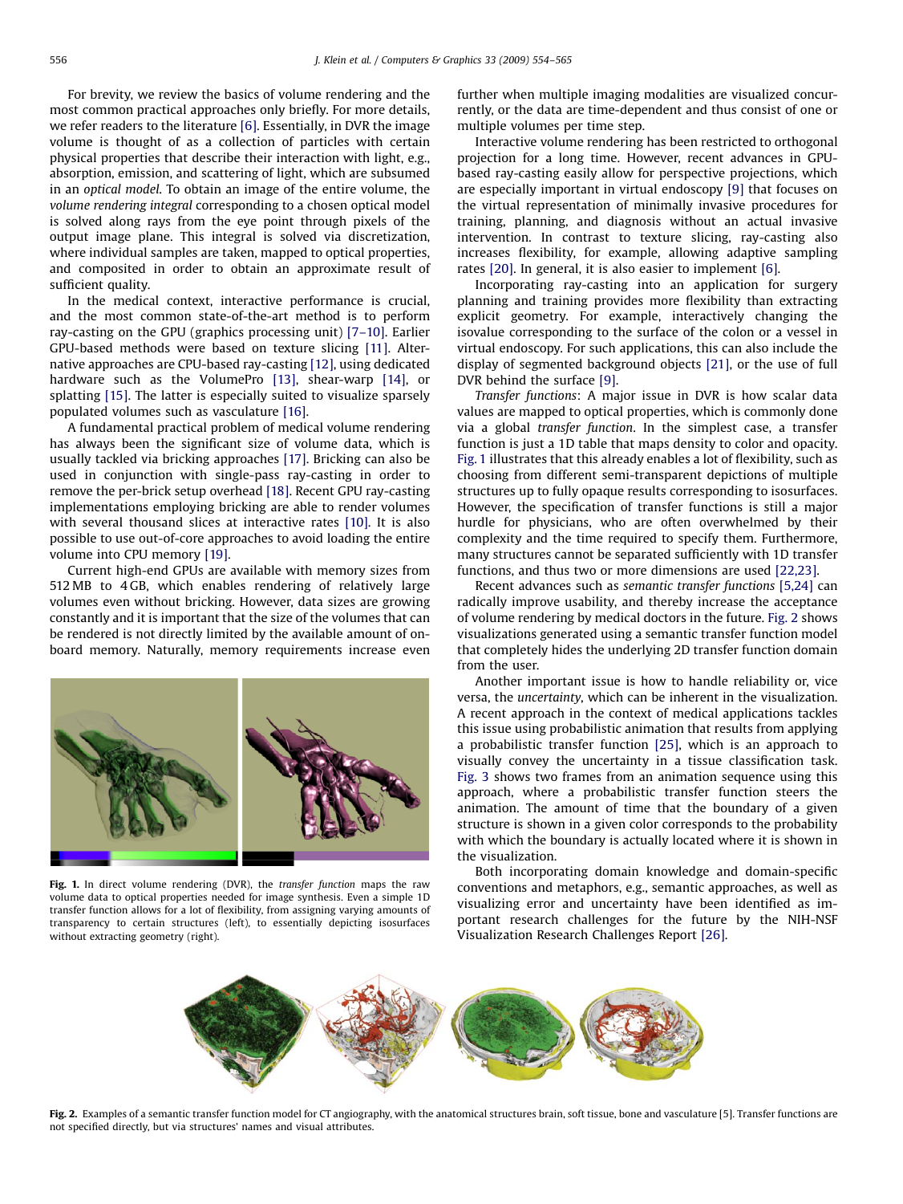For brevity, we review the basics of volume rendering and the most common practical approaches only briefly. For more details, we refer readers to the literature [6]. Essentially, in DVR the image volume is thought of as a collection of particles with certain physical properties that describe their interaction with light, e.g., absorption, emission, and scattering of light, which are subsumed in an *optical model*. To obtain an image of the entire volume, the *volume rendering integral* corresponding to a chosen optical model is solved along rays from the eye point through pixels of the output image plane. This integral is solved via discretization, where individual samples are taken, mapped to optical properties, and composited in order to obtain an approximate result of sufficient quality.

In the medical context, interactive performance is crucial, and the most common state-of-the-art method is to perform ray-casting on the GPU (graphics processing unit) [7–10]. Earlier GPU-based methods were based on texture slicing [11]. Alternative approaches are CPU-based ray-casting [12], using dedicated hardware such as the VolumePro [13], shear-warp [14], or splatting [15]. The latter is especially suited to visualize sparsely populated volumes such as vasculature [16].

A fundamental practical problem of medical volume rendering has always been the significant size of volume data, which is usually tackled via bricking approaches [17]. Bricking can also be used in conjunction with single-pass ray-casting in order to remove the per-brick setup overhead [18]. Recent GPU ray-casting implementations employing bricking are able to render volumes with several thousand slices at interactive rates [10]. It is also possible to use out-of-core approaches to avoid loading the entire volume into CPU memory [19].

Current high-end GPUs are available with memory sizes from 512 MB to 4 GB, which enables rendering of relatively large volumes even without bricking. However, data sizes are growing constantly and it is important that the size of the volumes that can be rendered is not directly limited by the available amount of on-board memory. Naturally, memory requirements increase even further when multiple imaging modalities are visualized concurrently, or the data are time-dependent and thus consist of one or multiple volumes per time step.

Interactive volume rendering has been restricted to orthogonal projection for a long time. However, recent advances in GPU-based ray-casting easily allow for perspective projections, which are especially important in virtual endoscopy [9] that focuses on the virtual representation of minimally invasive procedures for training, planning, and diagnosis without an actual invasive intervention. In contrast to texture slicing, ray-casting also increases flexibility, for example, allowing adaptive sampling rates [20]. In general, it is also easier to implement [6].

Incorporating ray-casting into an application for surgery planning and training provides more flexibility than extracting explicit geometry. For example, interactively changing the isovalue corresponding to the surface of the colon or a vessel in virtual endoscopy. For such applications, this can also include the display of segmented background objects [21], or the use of full DVR behind the surface [9].

*Transfer functions*: A major issue in DVR is how scalar data values are mapped to optical properties, which is commonly done via a global *transfer function*. In the simplest case, a transfer function is just a 1D table that maps density to color and opacity. Fig. 1 illustrates that this already enables a lot of flexibility, such as choosing from different semi-transparent depictions of multiple structures up to fully opaque results corresponding to isosurfaces. However, the specification of transfer functions is still a major hurdle for physicians, who are often overwhelmed by their complexity and the time required to specify them. Furthermore, many structures cannot be separated sufficiently with 1D transfer functions, and thus two or more dimensions are used [22,23].

Recent advances such as *semantic transfer functions* [5,24] can radically improve usability, and thereby increase the acceptance of volume rendering by medical doctors in the future. Fig. 2 shows visualizations generated using a semantic transfer function model that completely hides the underlying 2D transfer function domain from the user.

Another important issue is how to handle reliability or, vice versa, the *uncertainty*, which can be inherent in the visualization. A recent approach in the context of medical applications tackles this issue using probabilistic animation that results from applying a probabilistic transfer function [25], which is an approach to visually convey the uncertainty in a tissue classification task. Fig. 3 shows two frames from an animation sequence using this approach, where a probabilistic transfer function steers the animation. The amount of time that the boundary of a given structure is shown in a given color corresponds to the probability with which the boundary is actually located where it is shown in the visualization.

Both incorporating domain knowledge and domain-specific conventions and metaphors, e.g., semantic approaches, as well as visualizing error and uncertainty have been identified as important research challenges for the future by the NIH-NSF Visualization Research Challenges Report [26].

**Fig. 1.** In direct volume rendering (DVR), the *transfer function* maps the raw volume data to optical properties needed for image synthesis. Even a simple 1D transfer function allows for a lot of flexibility, from assigning varying amounts of transparency to certain structures (left), to essentially depicting isosurfaces without extracting geometry (right).

**Fig. 2.** Examples of a semantic transfer function model for CT angiography, with the anatomical structures brain, soft tissue, bone and vasculature [5]. Transfer functions are not specified directly, but via structures' names and visual attributes.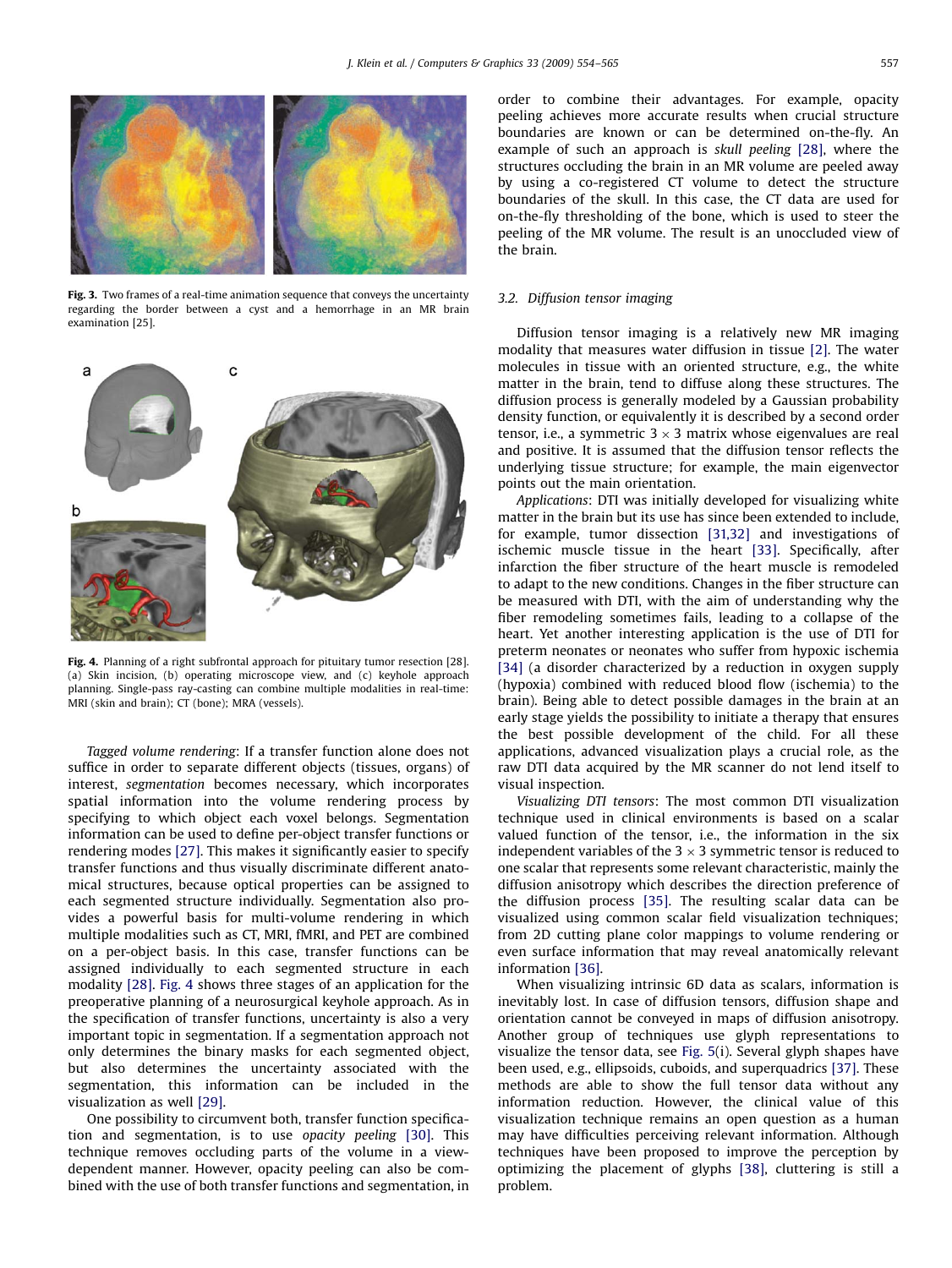Fig. 3. Two frames of a real-time animation sequence that conveys the uncertainty regarding the border between a cyst and a hemorrhage in an MR brain examination [25].

Fig. 4. Planning of a right subfrontal approach for pituitary tumor resection [28]. (a) Skin incision, (b) operating microscope view, and (c) keyhole approach planning. Single-pass ray-casting can combine multiple modalities in real-time: MRI (skin and brain); CT (bone); MRA (vessels).

*Tagged volume rendering*: If a transfer function alone does not suffice in order to separate different objects (tissues, organs) of interest, *segmentation* becomes necessary, which incorporates spatial information into the volume rendering process by specifying to which object each voxel belongs. Segmentation information can be used to define per-object transfer functions or rendering modes [27]. This makes it significantly easier to specify transfer functions and thus visually discriminate different anatomical structures, because optical properties can be assigned to each segmented structure individually. Segmentation also provides a powerful basis for multi-volume rendering in which multiple modalities such as CT, MRI, fMRI, and PET are combined on a per-object basis. In this case, transfer functions can be assigned individually to each segmented structure in each modality [28]. Fig. 4 shows three stages of an application for the preoperative planning of a neurosurgical keyhole approach. As in the specification of transfer functions, uncertainty is also a very important topic in segmentation. If a segmentation approach not only determines the binary masks for each segmented object, but also determines the uncertainty associated with the segmentation, this information can be included in the visualization as well [29].

One possibility to circumvent both, transfer function specification and segmentation, is to use *opacity peeling* [30]. This technique removes occluding parts of the volume in a view-dependent manner. However, opacity peeling can also be combined with the use of both transfer functions and segmentation, in order to combine their advantages. For example, opacity peeling achieves more accurate results when crucial structure boundaries are known or can be determined on-the-fly. An example of such an approach is *skull peeling* [28], where the structures occluding the brain in an MR volume are peeled away by using a co-registered CT volume to detect the structure boundaries of the skull. In this case, the CT data are used for on-the-fly thresholding of the bone, which is used to steer the peeling of the MR volume. The result is an unoccluded view of the brain.

### 3.2. Diffusion tensor imaging

Diffusion tensor imaging is a relatively new MR imaging modality that measures water diffusion in tissue [2]. The water molecules in tissue with an oriented structure, e.g., the white matter in the brain, tend to diffuse along these structures. The diffusion process is generally modeled by a Gaussian probability density function, or equivalently it is described by a second order tensor, i.e., a symmetric $3 \times 3$ matrix whose eigenvalues are real and positive. It is assumed that the diffusion tensor reflects the underlying tissue structure; for example, the main eigenvector points out the main orientation.

*Applications*: DTI was initially developed for visualizing white matter in the brain but its use has since been extended to include, for example, tumor dissection [31,32] and investigations of ischemic muscle tissue in the heart [33]. Specifically, after infarction the fiber structure of the heart muscle is remodeled to adapt to the new conditions. Changes in the fiber structure can be measured with DTI, with the aim of understanding why the fiber remodeling sometimes fails, leading to a collapse of the heart. Yet another interesting application is the use of DTI for preterm neonates or neonates who suffer from hypoxic ischemia [34] (a disorder characterized by a reduction in oxygen supply (hypoxia) combined with reduced blood flow (ischemia) to the brain). Being able to detect possible damages in the brain at an early stage yields the possibility to initiate a therapy that ensures the best possible development of the child. For all these applications, advanced visualization plays a crucial role, as the raw DTI data acquired by the MR scanner do not lend itself to visual inspection.

*Visualizing DTI tensors*: The most common DTI visualization technique used in clinical environments is based on a scalar valued function of the tensor, i.e., the information in the six independent variables of the $3 \times 3$ symmetric tensor is reduced to one scalar that represents some relevant characteristic, mainly the diffusion anisotropy which describes the direction preference of the diffusion process [35]. The resulting scalar data can be visualized using common scalar field visualization techniques; from 2D cutting plane color mappings to volume rendering or even surface information that may reveal anatomically relevant information [36].

When visualizing intrinsic 6D data as scalars, information is inevitably lost. In case of diffusion tensors, diffusion shape and orientation cannot be conveyed in maps of diffusion anisotropy. Another group of techniques use glyph representations to visualize the tensor data, see Fig. 5(i). Several glyph shapes have been used, e.g., ellipsoids, cuboids, and superquadrics [37]. These methods are able to show the full tensor data without any information reduction. However, the clinical value of this visualization technique remains an open question as a human may have difficulties perceiving relevant information. Although techniques have been proposed to improve the perception by optimizing the placement of glyphs [38], cluttering is still a problem.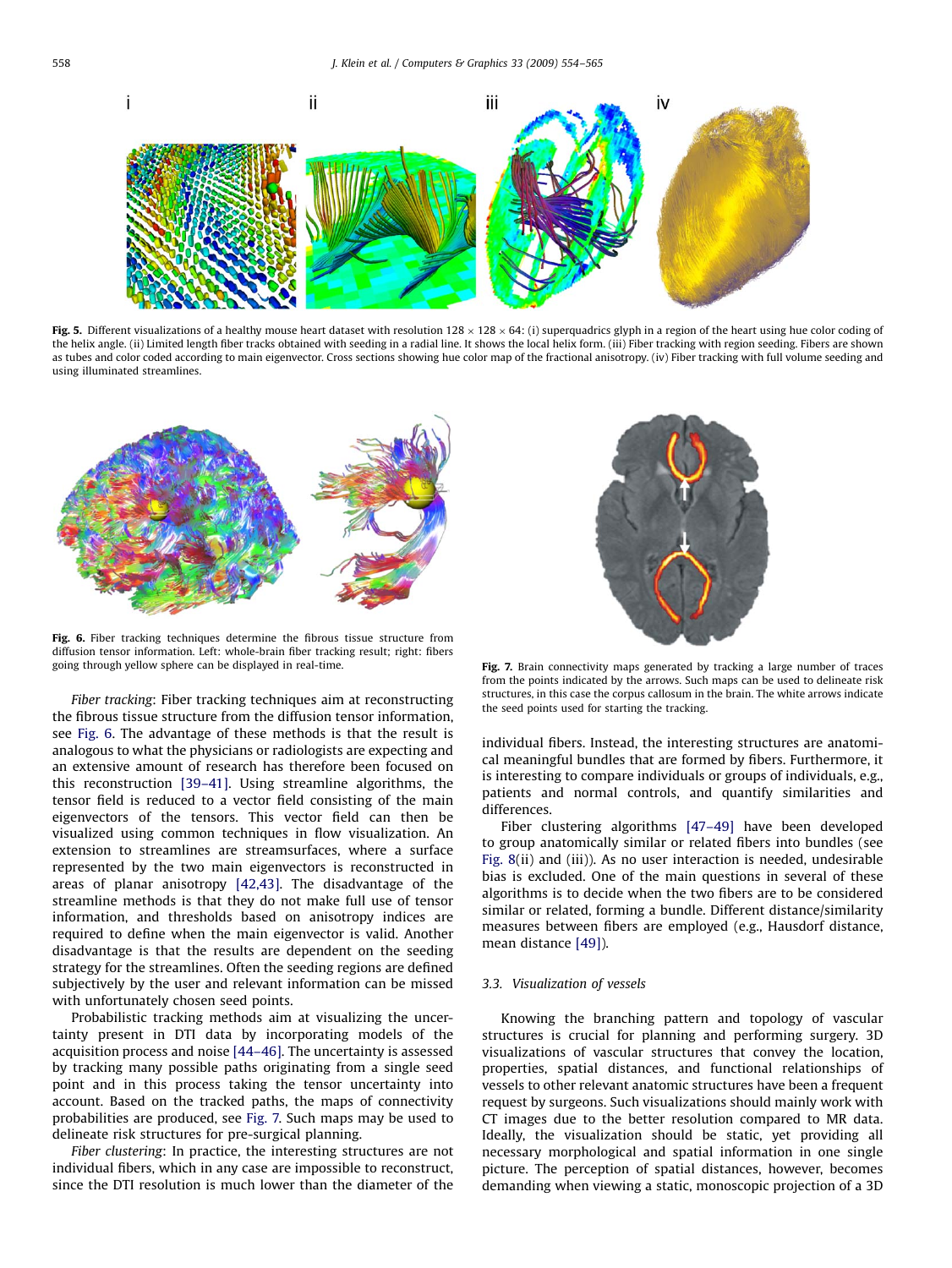**Fig. 5.** Different visualizations of a healthy mouse heart dataset with resolution $128 \times 128 \times 64$: (i) superquadrics glyph in a region of the heart using hue color coding of the helix angle. (ii) Limited length fiber tracks obtained with seeding in a radial line. It shows the local helix form. (iii) Fiber tracking with region seeding. Fibers are shown as tubes and color coded according to main eigenvector. Cross sections showing hue color map of the fractional anisotropy. (iv) Fiber tracking with full volume seeding and using illuminated streamlines.

**Fig. 6.** Fiber tracking techniques determine the fibrous tissue structure from diffusion tensor information. Left: whole-brain fiber tracking result; right: fibers going through yellow sphere can be displayed in real-time.

**Fig. 7.** Brain connectivity maps generated by tracking a large number of traces from the points indicated by the arrows. Such maps can be used to delineate risk structures, in this case the corpus callosum in the brain. The white arrows indicate the seed points used for starting the tracking.

*Fiber tracking*: Fiber tracking techniques aim at reconstructing the fibrous tissue structure from the diffusion tensor information, see Fig. 6. The advantage of these methods is that the result is analogous to what the physicians or radiologists are expecting and an extensive amount of research has therefore been focused on this reconstruction [39–41]. Using streamline algorithms, the tensor field is reduced to a vector field consisting of the main eigenvectors of the tensors. This vector field can then be visualized using common techniques in flow visualization. An extension to streamlines are streamsurfaces, where a surface represented by the two main eigenvectors is reconstructed in areas of planar anisotropy [42,43]. The disadvantage of the streamline methods is that they do not make full use of tensor information, and thresholds based on anisotropy indices are required to define when the main eigenvector is valid. Another disadvantage is that the results are dependent on the seeding strategy for the streamlines. Often the seeding regions are defined subjectively by the user and relevant information can be missed with unfortunately chosen seed points.

Probabilistic tracking methods aim at visualizing the uncertainty present in DTI data by incorporating models of the acquisition process and noise [44–46]. The uncertainty is assessed by tracking many possible paths originating from a single seed point and in this process taking the tensor uncertainty into account. Based on the tracked paths, the maps of connectivity probabilities are produced, see Fig. 7. Such maps may be used to delineate risk structures for pre-surgical planning.

*Fiber clustering*: In practice, the interesting structures are not individual fibers, which in any case are impossible to reconstruct, since the DTI resolution is much lower than the diameter of the individual fibers. Instead, the interesting structures are anatomical meaningful bundles that are formed by fibers. Furthermore, it is interesting to compare individuals or groups of individuals, e.g., patients and normal controls, and quantify similarities and differences.

Fiber clustering algorithms [47–49] have been developed to group anatomically similar or related fibers into bundles (see Fig. 8(ii) and (iii)). As no user interaction is needed, undesirable bias is excluded. One of the main questions in several of these algorithms is to decide when the two fibers are to be considered similar or related, forming a bundle. Different distance/similarity measures between fibers are employed (e.g., Hausdorf distance, mean distance [49]).

### 3.3. Visualization of vessels

Knowing the branching pattern and topology of vascular structures is crucial for planning and performing surgery. 3D visualizations of vascular structures that convey the location, properties, spatial distances, and functional relationships of vessels to other relevant anatomic structures have been a frequent request by surgeons. Such visualizations should mainly work with CT images due to the better resolution compared to MR data. Ideally, the visualization should be static, yet providing all necessary morphological and spatial information in one single picture. The perception of spatial distances, however, becomes demanding when viewing a static, monoscopic projection of a 3D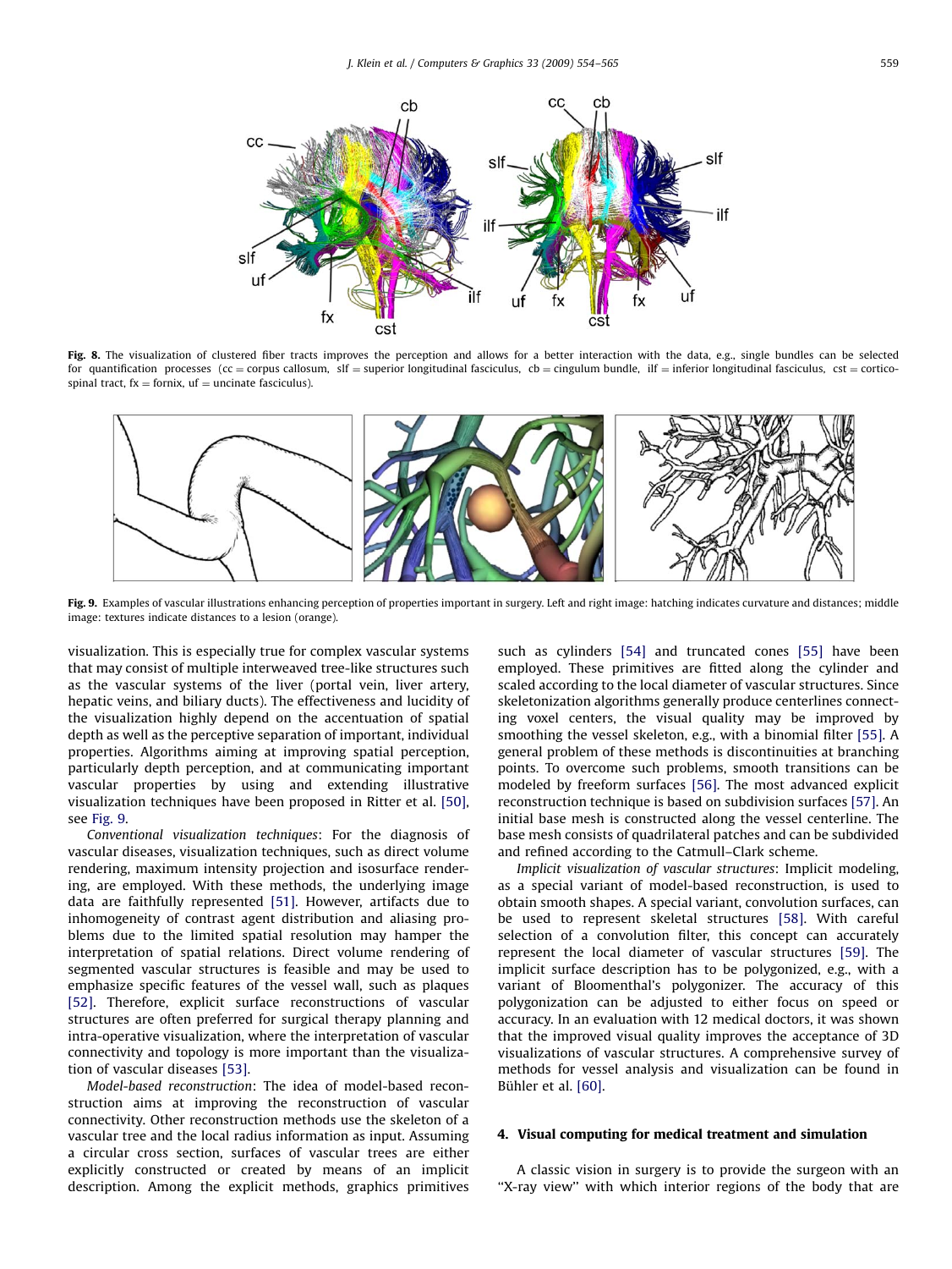cc cb slf uf fx cst ilf

cc cb slf slf ilf ilf uf fx fx cst uf

**Fig. 8.** The visualization of clustered fiber tracts improves the perception and allows for a better interaction with the data, e.g., single bundles can be selected for quantification processes (cc = corpus callosum, slf = superior longitudinal fasciculus, cb = cingulum bundle, ilf = inferior longitudinal fasciculus, cst = cortico-spinal tract, fx = fornix, uf = uncinate fasciculus).

**Fig. 9.** Examples of vascular illustrations enhancing perception of properties important in surgery. Left and right image: hatching indicates curvature and distances; middle image: textures indicate distances to a lesion (orange).

visualization. This is especially true for complex vascular systems that may consist of multiple interweaved tree-like structures such as the vascular systems of the liver (portal vein, liver artery, hepatic veins, and biliary ducts). The effectiveness and lucidity of the visualization highly depend on the accentuation of spatial depth as well as the perceptive separation of important, individual properties. Algorithms aiming at improving spatial perception, particularly depth perception, and at communicating important vascular properties by using and extending illustrative visualization techniques have been proposed in Ritter et al. [50], see Fig. 9.

*Conventional visualization techniques*: For the diagnosis of vascular diseases, visualization techniques, such as direct volume rendering, maximum intensity projection and isosurface rendering, are employed. With these methods, the underlying image data are faithfully represented [51]. However, artifacts due to inhomogeneity of contrast agent distribution and aliasing problems due to the limited spatial resolution may hamper the interpretation of spatial relations. Direct volume rendering of segmented vascular structures is feasible and may be used to emphasize specific features of the vessel wall, such as plaques [52]. Therefore, explicit surface reconstructions of vascular structures are often preferred for surgical therapy planning and intra-operative visualization, where the interpretation of vascular connectivity and topology is more important than the visualization of vascular diseases [53].

*Model-based reconstruction*: The idea of model-based reconstruction aims at improving the reconstruction of vascular connectivity. Other reconstruction methods use the skeleton of a vascular tree and the local radius information as input. Assuming a circular cross section, surfaces of vascular trees are either explicitly constructed or created by means of an implicit description. Among the explicit methods, graphics primitives such as cylinders [54] and truncated cones [55] have been employed. These primitives are fitted along the cylinder and scaled according to the local diameter of vascular structures. Since skeletonization algorithms generally produce centerlines connecting voxel centers, the visual quality may be improved by smoothing the vessel skeleton, e.g., with a binomial filter [55]. A general problem of these methods is discontinuities at branching points. To overcome such problems, smooth transitions can be modeled by freeform surfaces [56]. The most advanced explicit reconstruction technique is based on subdivision surfaces [57]. An initial base mesh is constructed along the vessel centerline. The base mesh consists of quadrilateral patches and can be subdivided and refined according to the Catmull–Clark scheme.

*Implicit visualization of vascular structures*: Implicit modeling, as a special variant of model-based reconstruction, is used to obtain smooth shapes. A special variant, convolution surfaces, can be used to represent skeletal structures [58]. With careful selection of a convolution filter, this concept can accurately represent the local diameter of vascular structures [59]. The implicit surface description has to be polygonized, e.g., with a variant of Bloomenthal's polygonizer. The accuracy of this polygonization can be adjusted to either focus on speed or accuracy. In an evaluation with 12 medical doctors, it was shown that the improved visual quality improves the acceptance of 3D visualizations of vascular structures. A comprehensive survey of methods for vessel analysis and visualization can be found in Bühler et al. [60].

## 4. Visual computing for medical treatment and simulation

A classic vision in surgery is to provide the surgeon with an "X-ray view" with which interior regions of the body that are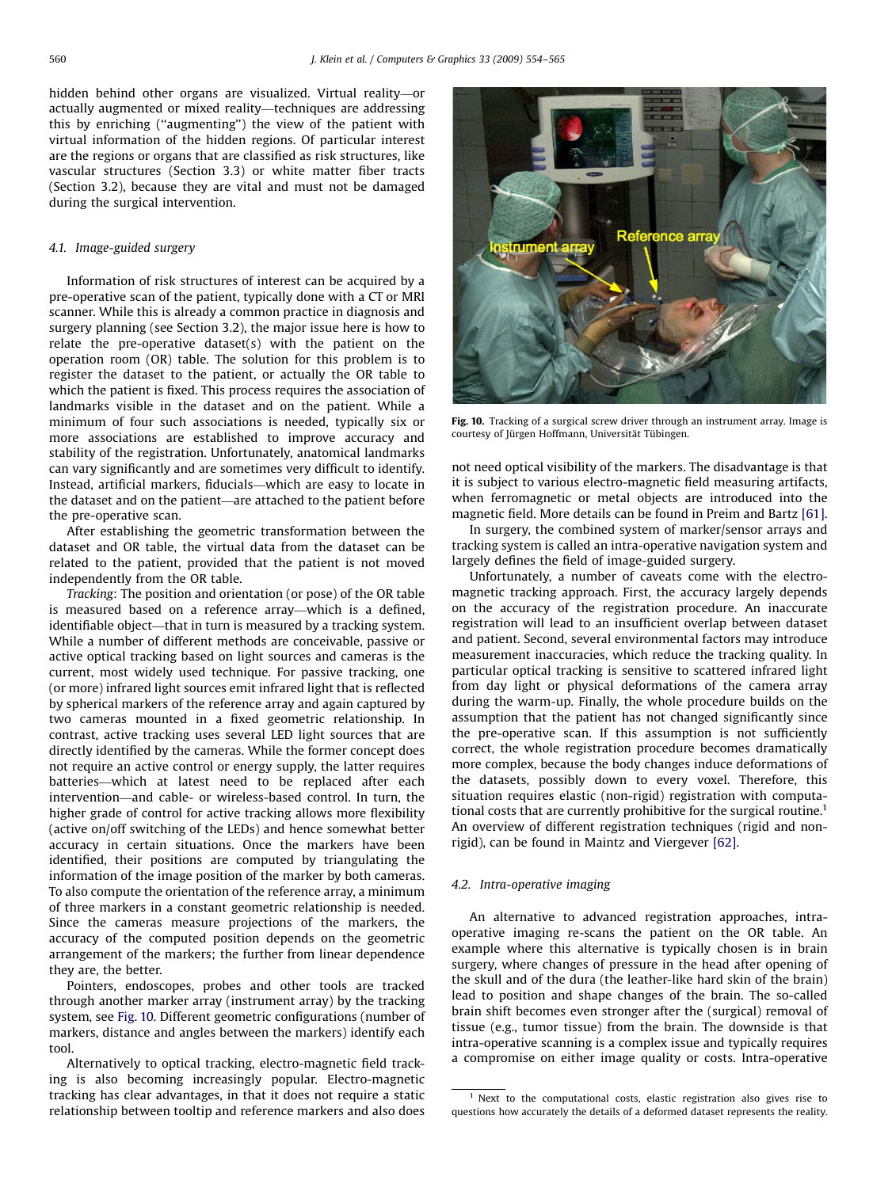hidden behind other organs are visualized. Virtual reality—or actually augmented or mixed reality—techniques are addressing this by enriching ("augmenting") the view of the patient with virtual information of the hidden regions. Of particular interest are the regions or organs that are classified as risk structures, like vascular structures (Section 3.3) or white matter fiber tracts (Section 3.2), because they are vital and must not be damaged during the surgical intervention.

### 4.1. Image-guided surgery

Information of risk structures of interest can be acquired by a pre-operative scan of the patient, typically done with a CT or MRI scanner. While this is already a common practice in diagnosis and surgery planning (see Section 3.2), the major issue here is how to relate the pre-operative dataset(s) with the patient on the operation room (OR) table. The solution for this problem is to register the dataset to the patient, or actually the OR table to which the patient is fixed. This process requires the association of landmarks visible in the dataset and on the patient. While a minimum of four such associations is needed, typically six or more associations are established to improve accuracy and stability of the registration. Unfortunately, anatomical landmarks can vary significantly and are sometimes very difficult to identify. Instead, artificial markers, fiducials—which are easy to locate in the dataset and on the patient—are attached to the patient before the pre-operative scan.

After establishing the geometric transformation between the dataset and OR table, the virtual data from the dataset can be related to the patient, provided that the patient is not moved independently from the OR table.

*Tracking*: The position and orientation (or pose) of the OR table is measured based on a reference array—which is a defined, identifiable object—that in turn is measured by a tracking system. While a number of different methods are conceivable, passive or active optical tracking based on light sources and cameras is the current, most widely used technique. For passive tracking, one (or more) infrared light sources emit infrared light that is reflected by spherical markers of the reference array and again captured by two cameras mounted in a fixed geometric relationship. In contrast, active tracking uses several LED light sources that are directly identified by the cameras. While the former concept does not require an active control or energy supply, the latter requires batteries—which at latest need to be replaced after each intervention—and cable- or wireless-based control. In turn, the higher grade of control for active tracking allows more flexibility (active on/off switching of the LEDs) and hence somewhat better accuracy in certain situations. Once the markers have been identified, their positions are computed by triangulating the information of the image position of the marker by both cameras. To also compute the orientation of the reference array, a minimum of three markers in a constant geometric relationship is needed. Since the cameras measure projections of the markers, the accuracy of the computed position depends on the geometric arrangement of the markers; the further from linear dependence they are, the better.

Pointers, endoscopes, probes and other tools are tracked through another marker array (instrument array) by the tracking system, see Fig. 10. Different geometric configurations (number of markers, distance and angles between the markers) identify each tool.

Alternatively to optical tracking, electro-magnetic field tracking is also becoming increasingly popular. Electro-magnetic tracking has clear advantages, in that it does not require a static relationship between tooltip and reference markers and also does not need optical visibility of the markers. The disadvantage is that it is subject to various electro-magnetic field measuring artifacts, when ferromagnetic or metal objects are introduced into the magnetic field. More details can be found in Preim and Bartz [61].

Fig. 10. Tracking of a surgical screw driver through an instrument array. Image is courtesy of Jürgen Hoffmann, Universität Tübingen.

In surgery, the combined system of marker/sensor arrays and tracking system is called an intra-operative navigation system and largely defines the field of image-guided surgery.

Unfortunately, a number of caveats come with the electro-magnetic tracking approach. First, the accuracy largely depends on the accuracy of the registration procedure. An inaccurate registration will lead to an insufficient overlap between dataset and patient. Second, several environmental factors may introduce measurement inaccuracies, which reduce the tracking quality. In particular optical tracking is sensitive to scattered infrared light from day light or physical deformations of the camera array during the warm-up. Finally, the whole procedure builds on the assumption that the patient has not changed significantly since the pre-operative scan. If this assumption is not sufficiently correct, the whole registration procedure becomes dramatically more complex, because the body changes induce deformations of the datasets, possibly down to every voxel. Therefore, this situation requires elastic (non-rigid) registration with computational costs that are currently prohibitive for the surgical routine.[1] An overview of different registration techniques (rigid and non-rigid), can be found in Maintz and Viergever [62].

### 4.2. Intra-operative imaging

An alternative to advanced registration approaches, intra-operative imaging re-scans the patient on the OR table. An example where this alternative is typically chosen is in brain surgery, where changes of pressure in the head after opening of the skull and of the dura (the leather-like hard skin of the brain) lead to position and shape changes of the brain. The so-called brain shift becomes even stronger after the (surgical) removal of tissue (e.g., tumor tissue) from the brain. The downside is that intra-operative scanning is a complex issue and typically requires a compromise on either image quality or costs. Intra-operative

[1] Next to the computational costs, elastic registration also gives rise to questions how accurately the details of a deformed dataset represents the reality.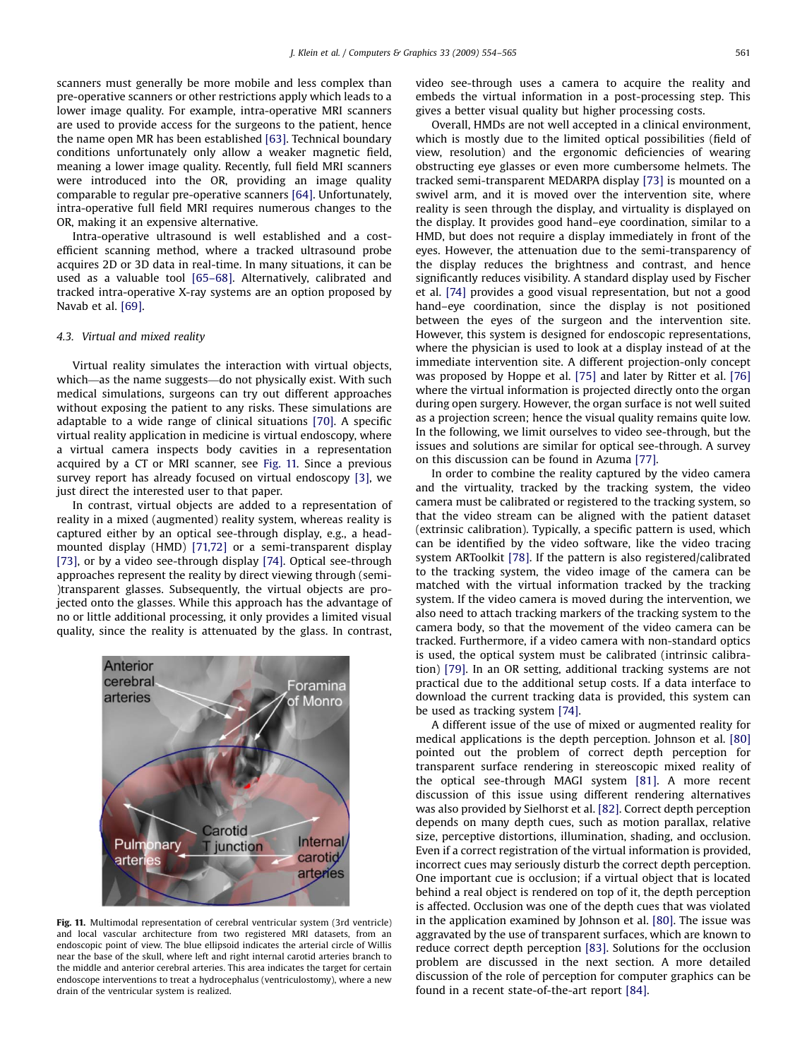scanners must generally be more mobile and less complex than pre-operative scanners or other restrictions apply which leads to a lower image quality. For example, intra-operative MRI scanners are used to provide access for the surgeons to the patient, hence the name open MR has been established [63]. Technical boundary conditions unfortunately only allow a weaker magnetic field, meaning a lower image quality. Recently, full field MRI scanners were introduced into the OR, providing an image quality comparable to regular pre-operative scanners [64]. Unfortunately, intra-operative full field MRI requires numerous changes to the OR, making it an expensive alternative.

Intra-operative ultrasound is well established and a cost-efficient scanning method, where a tracked ultrasound probe acquires 2D or 3D data in real-time. In many situations, it can be used as a valuable tool [65–68]. Alternatively, calibrated and tracked intra-operative X-ray systems are an option proposed by Navab et al. [69].

### 4.3. Virtual and mixed reality

Virtual reality simulates the interaction with virtual objects, which—as the name suggests—do not physically exist. With such medical simulations, surgeons can try out different approaches without exposing the patient to any risks. These simulations are adaptable to a wide range of clinical situations [70]. A specific virtual reality application in medicine is virtual endoscopy, where a virtual camera inspects body cavities in a representation acquired by a CT or MRI scanner, see Fig. 11. Since a previous survey report has already focused on virtual endoscopy [3], we just direct the interested user to that paper.

In contrast, virtual objects are added to a representation of reality in a mixed (augmented) reality system, whereas reality is captured either by an optical see-through display, e.g., a head-mounted display (HMD) [71,72] or a semi-transparent display [73], or by a video see-through display [74]. Optical see-through approaches represent the reality by direct viewing through (semi-)transparent glasses. Subsequently, the virtual objects are projected onto the glasses. While this approach has the advantage of no or little additional processing, it only provides a limited visual quality, since the reality is attenuated by the glass. In contrast,

Anterior cerebral arteries
Foramina of Monro
Pulmonary arteries
Carotid T junction
Internal carotid arteries

**Fig. 11.** Multimodal representation of cerebral ventricular system (3rd ventricle) and local vascular architecture from two registered MRI datasets, from an endoscopic point of view. The blue ellipsoid indicates the arterial circle of Willis near the base of the skull, where left and right internal carotid arteries branch to the middle and anterior cerebral arteries. This area indicates the target for certain endoscope interventions to treat a hydrocephalus (ventriculostomy), where a new drain of the ventricular system is realized.

video see-through uses a camera to acquire the reality and embeds the virtual information in a post-processing step. This gives a better visual quality but higher processing costs.

Overall, HMDs are not well accepted in a clinical environment, which is mostly due to the limited optical possibilities (field of view, resolution) and the ergonomic deficiencies of wearing obstructing eye glasses or even more cumbersome helmets. The tracked semi-transparent MEDARPA display [73] is mounted on a swivel arm, and it is moved over the intervention site, where reality is seen through the display, and virtuality is displayed on the display. It provides good hand–eye coordination, similar to a HMD, but does not require a display immediately in front of the eyes. However, the attenuation due to the semi-transparency of the display reduces the brightness and contrast, and hence significantly reduces visibility. A standard display used by Fischer et al. [74] provides a good visual representation, but not a good hand–eye coordination, since the display is not positioned between the eyes of the surgeon and the intervention site. However, this system is designed for endoscopic representations, where the physician is used to look at a display instead of at the immediate intervention site. A different projection-only concept was proposed by Hoppe et al. [75] and later by Ritter et al. [76] where the virtual information is projected directly onto the organ during open surgery. However, the organ surface is not well suited as a projection screen; hence the visual quality remains quite low. In the following, we limit ourselves to video see-through, but the issues and solutions are similar for optical see-through. A survey on this discussion can be found in Azuma [77].

In order to combine the reality captured by the video camera and the virtuality, tracked by the tracking system, the video camera must be calibrated or registered to the tracking system, so that the video stream can be aligned with the patient dataset (extrinsic calibration). Typically, a specific pattern is used, which can be identified by the video software, like the video tracing system ARToolkit [78]. If the pattern is also registered/calibrated to the tracking system, the video image of the camera can be matched with the virtual information tracked by the tracking system. If the video camera is moved during the intervention, we also need to attach tracking markers of the tracking system to the camera body, so that the movement of the video camera can be tracked. Furthermore, if a video camera with non-standard optics is used, the optical system must be calibrated (intrinsic calibration) [79]. In an OR setting, additional tracking systems are not practical due to the additional setup costs. If a data interface to download the current tracking data is provided, this system can be used as tracking system [74].

A different issue of the use of mixed or augmented reality for medical applications is the depth perception. Johnson et al. [80] pointed out the problem of correct depth perception for transparent surface rendering in stereoscopic mixed reality of the optical see-through MAGI system [81]. A more recent discussion of this issue using different rendering alternatives was also provided by Sielhorst et al. [82]. Correct depth perception depends on many depth cues, such as motion parallax, relative size, perceptive distortions, illumination, shading, and occlusion. Even if a correct registration of the virtual information is provided, incorrect cues may seriously disturb the correct depth perception. One important cue is occlusion; if a virtual object that is located behind a real object is rendered on top of it, the depth perception is affected. Occlusion was one of the depth cues that was violated in the application examined by Johnson et al. [80]. The issue was aggravated by the use of transparent surfaces, which are known to reduce correct depth perception [83]. Solutions for the occlusion problem are discussed in the next section. A more detailed discussion of the role of perception for computer graphics can be found in a recent state-of-the-art report [84].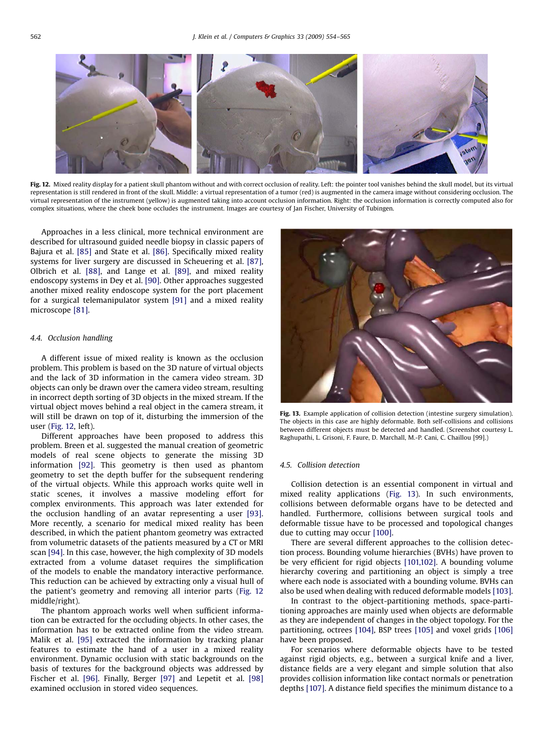**Fig. 12.** Mixed reality display for a patient skull phantom without and with correct occlusion of reality. Left: the pointer tool vanishes behind the skull model, but its virtual representation is still rendered in front of the skull. Middle: a virtual representation of a tumor (red) is augmented in the camera image without considering occlusion. The virtual representation of the instrument (yellow) is augmented taking into account occlusion information. Right: the occlusion information is correctly computed also for complex situations, where the cheek bone occludes the instrument. Images are courtesy of Jan Fischer, University of Tubingen.

Approaches in a less clinical, more technical environment are described for ultrasound guided needle biopsy in classic papers of Bajura et al. [85] and State et al. [86]. Specifically mixed reality systems for liver surgery are discussed in Scheuering et al. [87], Olbrich et al. [88], and Lange et al. [89], and mixed reality endoscopy systems in Dey et al. [90]. Other approaches suggested another mixed reality endoscope system for the port placement for a surgical telemanipulator system [91] and a mixed reality microscope [81].

### 4.4. Occlusion handling

A different issue of mixed reality is known as the occlusion problem. This problem is based on the 3D nature of virtual objects and the lack of 3D information in the camera video stream. 3D objects can only be drawn over the camera video stream, resulting in incorrect depth sorting of 3D objects in the mixed stream. If the virtual object moves behind a real object in the camera stream, it will still be drawn on top of it, disturbing the immersion of the user (Fig. 12, left).

Different approaches have been proposed to address this problem. Breen et al. suggested the manual creation of geometric models of real scene objects to generate the missing 3D information [92]. This geometry is then used as phantom geometry to set the depth buffer for the subsequent rendering of the virtual objects. While this approach works quite well in static scenes, it involves a massive modeling effort for complex environments. This approach was later extended for the occlusion handling of an avatar representing a user [93]. More recently, a scenario for medical mixed reality has been described, in which the patient phantom geometry was extracted from volumetric datasets of the patients measured by a CT or MRI scan [94]. In this case, however, the high complexity of 3D models extracted from a volume dataset requires the simplification of the models to enable the mandatory interactive performance. This reduction can be achieved by extracting only a visual hull of the patient's geometry and removing all interior parts (Fig. 12 middle/right).

The phantom approach works well when sufficient information can be extracted for the occluding objects. In other cases, the information has to be extracted online from the video stream. Malik et al. [95] extracted the information by tracking planar features to estimate the hand of a user in a mixed reality environment. Dynamic occlusion with static backgrounds on the basis of textures for the background objects was addressed by Fischer et al. [96]. Finally, Berger [97] and Lepetit et al. [98] examined occlusion in stored video sequences.

**Fig. 13.** Example application of collision detection (intestine surgery simulation). The objects in this case are highly deformable. Both self-collisions and collisions between different objects must be detected and handled. (Screenshot courtesy L. Raghupathi, L. Grisoni, F. Faure, D. Marchall, M.-P. Cani, C. Chaillou [99].)

### 4.5. Collision detection

Collision detection is an essential component in virtual and mixed reality applications (Fig. 13). In such environments, collisions between deformable organs have to be detected and handled. Furthermore, collisions between surgical tools and deformable tissue have to be processed and topological changes due to cutting may occur [100].

There are several different approaches to the collision detection process. Bounding volume hierarchies (BVHs) have proven to be very efficient for rigid objects [101,102]. A bounding volume hierarchy covering and partitioning an object is simply a tree where each node is associated with a bounding volume. BVHs can also be used when dealing with reduced deformable models [103].

In contrast to the object-partitioning methods, space-partitioning approaches are mainly used when objects are deformable as they are independent of changes in the object topology. For the partitioning, octrees [104], BSP trees [105] and voxel grids [106] have been proposed.

For scenarios where deformable objects have to be tested against rigid objects, e.g., between a surgical knife and a liver, distance fields are a very elegant and simple solution that also provides collision information like contact normals or penetration depths [107]. A distance field specifies the minimum distance to a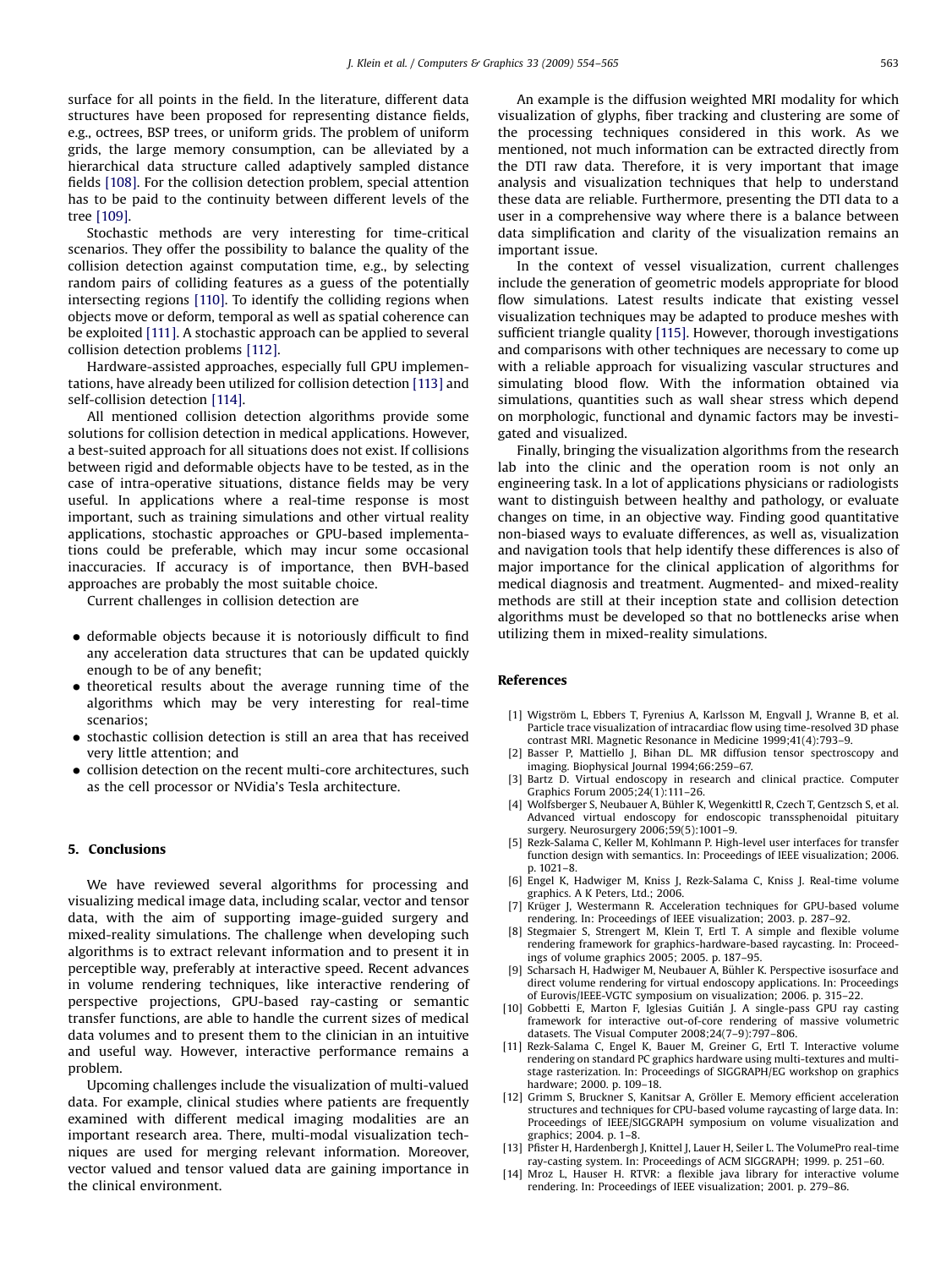surface for all points in the field. In the literature, different data structures have been proposed for representing distance fields, e.g., octrees, BSP trees, or uniform grids. The problem of uniform grids, the large memory consumption, can be alleviated by a hierarchical data structure called adaptively sampled distance fields [108]. For the collision detection problem, special attention has to be paid to the continuity between different levels of the tree [109].

Stochastic methods are very interesting for time-critical scenarios. They offer the possibility to balance the quality of the collision detection against computation time, e.g., by selecting random pairs of colliding features as a guess of the potentially intersecting regions [110]. To identify the colliding regions when objects move or deform, temporal as well as spatial coherence can be exploited [111]. A stochastic approach can be applied to several collision detection problems [112].

Hardware-assisted approaches, especially full GPU implementations, have already been utilized for collision detection [113] and self-collision detection [114].

All mentioned collision detection algorithms provide some solutions for collision detection in medical applications. However, a best-suited approach for all situations does not exist. If collisions between rigid and deformable objects have to be tested, as in the case of intra-operative situations, distance fields may be very useful. In applications where a real-time response is most important, such as training simulations and other virtual reality applications, stochastic approaches or GPU-based implementations could be preferable, which may incur some occasional inaccuracies. If accuracy is of importance, then BVH-based approaches are probably the most suitable choice.

Current challenges in collision detection are

- deformable objects because it is notoriously difficult to find any acceleration data structures that can be updated quickly enough to be of any benefit;
- theoretical results about the average running time of the algorithms which may be very interesting for real-time scenarios;
- stochastic collision detection is still an area that has received very little attention; and
- collision detection on the recent multi-core architectures, such as the cell processor or NVidia's Tesla architecture.

## 5. Conclusions

We have reviewed several algorithms for processing and visualizing medical image data, including scalar, vector and tensor data, with the aim of supporting image-guided surgery and mixed-reality simulations. The challenge when developing such algorithms is to extract relevant information and to present it in perceptible way, preferably at interactive speed. Recent advances in volume rendering techniques, like interactive rendering of perspective projections, GPU-based ray-casting or semantic transfer functions, are able to handle the current sizes of medical data volumes and to present them to the clinician in an intuitive and useful way. However, interactive performance remains a problem.

Upcoming challenges include the visualization of multi-valued data. For example, clinical studies where patients are frequently examined with different medical imaging modalities are an important research area. There, multi-modal visualization techniques are used for merging relevant information. Moreover, vector valued and tensor valued data are gaining importance in the clinical environment.

An example is the diffusion weighted MRI modality for which visualization of glyphs, fiber tracking and clustering are some of the processing techniques considered in this work. As we mentioned, not much information can be extracted directly from the DTI raw data. Therefore, it is very important that image analysis and visualization techniques that help to understand these data are reliable. Furthermore, presenting the DTI data to a user in a comprehensive way where there is a balance between data simplification and clarity of the visualization remains an important issue.

In the context of vessel visualization, current challenges include the generation of geometric models appropriate for blood flow simulations. Latest results indicate that existing vessel visualization techniques may be adapted to produce meshes with sufficient triangle quality [115]. However, thorough investigations and comparisons with other techniques are necessary to come up with a reliable approach for visualizing vascular structures and simulating blood flow. With the information obtained via simulations, quantities such as wall shear stress which depend on morphologic, functional and dynamic factors may be investigated and visualized.

Finally, bringing the visualization algorithms from the research lab into the clinic and the operation room is not only an engineering task. In a lot of applications physicians or radiologists want to distinguish between healthy and pathology, or evaluate changes on time, in an objective way. Finding good quantitative non-biased ways to evaluate differences, as well as, visualization and navigation tools that help identify these differences is also of major importance for the clinical application of algorithms for medical diagnosis and treatment. Augmented- and mixed-reality methods are still at their inception state and collision detection algorithms must be developed so that no bottlenecks arise when utilizing them in mixed-reality simulations.

## References

[1] Wigström L, Ebbers T, Fyrenius A, Karlsson M, Engvall J, Wranne B, et al. Particle trace visualization of intracardiac flow using time-resolved 3D phase contrast MRI. Magnetic Resonance in Medicine 1999;41(4):793–9.

[2] Basser P, Mattiello J, Bihan DL. MR diffusion tensor spectroscopy and imaging. Biophysical Journal 1994;66:259–67.

[3] Bartz D. Virtual endoscopy in research and clinical practice. Computer Graphics Forum 2005;24(1):111–26.

[4] Wolfsberger S, Neubauer A, Bühler K, Wegenkittl R, Czech T, Gentzsch S, et al. Advanced virtual endoscopy for endoscopic transsphenoidal pituitary surgery. Neurosurgery 2006;59(5):1001–9.

[5] Rezk-Salama C, Keller M, Kohlmann P. High-level user interfaces for transfer function design with semantics. In: Proceedings of IEEE visualization; 2006. p. 1021–8.

[6] Engel K, Hadwiger M, Kniss J, Rezk-Salama C, Kniss J. Real-time volume graphics. A K Peters, Ltd.; 2006.

[7] Krüger J, Westermann R. Acceleration techniques for GPU-based volume rendering. In: Proceedings of IEEE visualization; 2003. p. 287–92.

[8] Stegmaier S, Strengert M, Klein T, Ertl T. A simple and flexible volume rendering framework for graphics-hardware-based raycasting. In: Proceedings of volume graphics 2005; 2005. p. 187–95.

[9] Scharsach H, Hadwiger M, Neubauer A, Bühler K. Perspective isosurface and direct volume rendering for virtual endoscopy applications. In: Proceedings of Eurovis/IEEE-VGTC symposium on visualization; 2006. p. 315–22.

[10] Gobbetti E, Marton F, Iglesias Guitián J. A single-pass GPU ray casting framework for interactive out-of-core rendering of massive volumetric datasets. The Visual Computer 2008;24(7–9):797–806.

[11] Rezk-Salama C, Engel K, Bauer M, Greiner G, Ertl T. Interactive volume rendering on standard PC graphics hardware using multi-textures and multi-stage rasterization. In: Proceedings of SIGGRAPH/EG workshop on graphics hardware; 2000. p. 109–18.

[12] Grimm S, Bruckner S, Kanitsar A, Gröller E. Memory efficient acceleration structures and techniques for CPU-based volume raycasting of large data. In: Proceedings of IEEE/SIGGRAPH symposium on volume visualization and graphics; 2004. p. 1–8.

[13] Pfister H, Hardenbergh J, Knittel J, Lauer H, Seiler L. The VolumePro real-time ray-casting system. In: Proceedings of ACM SIGGRAPH; 1999. p. 251–60.

[14] Mroz L, Hauser H. RTVR: a flexible java library for interactive volume rendering. In: Proceedings of IEEE visualization; 2001. p. 279–86.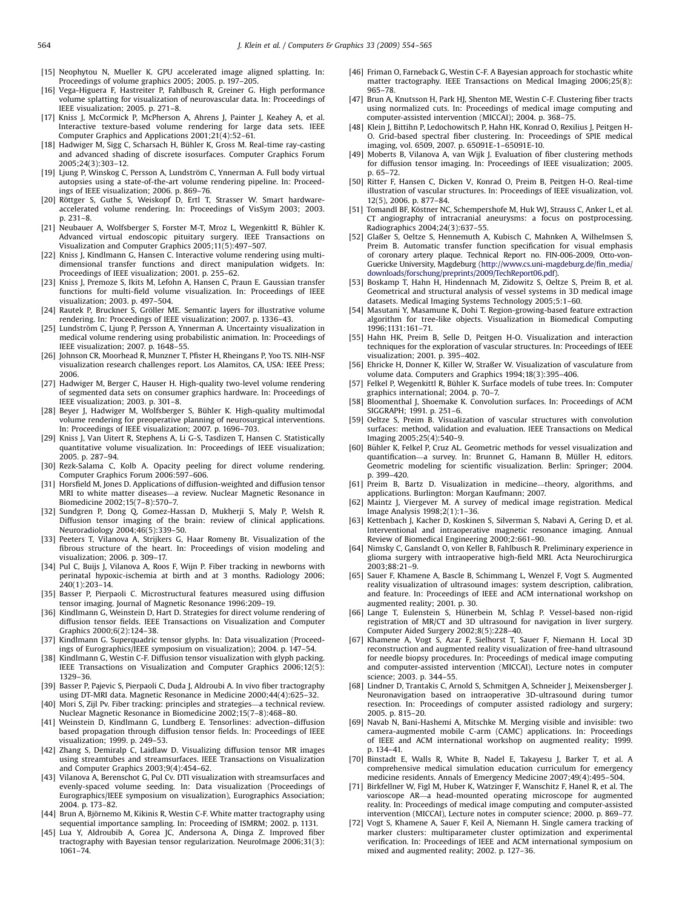[15] Neophytou N, Mueller K. GPU accelerated image aligned splatting. In: Proceedings of volume graphics 2005; 2005. p. 197–205.

[16] Vega-Higuera F, Hastreiter P, Fahlbusch R, Greiner G. High performance volume splatting for visualization of neurovascular data. In: Proceedings of IEEE visualization; 2005. p. 271–8.

[17] Kniss J, McCormick P, McPherson A, Ahrens J, Painter J, Keahey A, et al. Interactive texture-based volume rendering for large data sets. IEEE Computer Graphics and Applications 2001;21(4):52–61.

[18] Hadwiger M, Sigg C, Scharsach H, Bühler K, Gross M. Real-time ray-casting and advanced shading of discrete isosurfaces. Computer Graphics Forum 2005;24(3):303–12.

[19] Ljung P, Winskog C, Persson A, Lundström C, Ynnerman A. Full body virtual autopsies using a state-of-the-art volume rendering pipeline. In: Proceedings of IEEE visualization; 2006. p. 869–76.

[20] Röttger S, Guthe S, Weiskopf D, Ertl T, Strasser W. Smart hardware-accelerated volume rendering. In: Proceedings of VisSym 2003; 2003. p. 231–8.

[21] Neubauer A, Wolfsberger S, Forster M-T, Mroz L, Wegenkittl R, Bühler K. Advanced virtual endoscopic pituitary surgery. IEEE Transactions on Visualization and Computer Graphics 2005;11(5):497–507.

[22] Kniss J, Kindlmann G, Hansen C. Interactive volume rendering using multi-dimensional transfer functions and direct manipulation widgets. In: Proceedings of IEEE visualization; 2001. p. 255–62.

[23] Kniss J, Premoze S, Ikits M, Lefohn A, Hansen C, Praun E. Gaussian transfer functions for multi-field volume visualization. In: Proceedings of IEEE visualization; 2003. p. 497–504.

[24] Rautek P, Bruckner S, Gröller ME. Semantic layers for illustrative volume rendering. In: Proceedings of IEEE visualization; 2007. p. 1336–43.

[25] Lundström C, Ljung P, Persson A, Ynnerman A. Uncertainty visualization in medical volume rendering using probabilistic animation. In: Proceedings of IEEE visualization; 2007. p. 1648–55.

[26] Johnson CR, Moorhead R, Munzner T, Pfister H, Rheingans P, Yoo TS. NIH-NSF visualization research challenges report. Los Alamitos, CA, USA: IEEE Press; 2006.

[27] Hadwiger M, Berger C, Hauser H. High-quality two-level volume rendering of segmented data sets on consumer graphics hardware. In: Proceedings of IEEE visualization; 2003. p. 301–8.

[28] Beyer J, Hadwiger M, Wolfsberger S, Bühler K. High-quality multimodal volume rendering for preoperative planning of neurosurgical interventions. In: Proceedings of IEEE visualization; 2007. p. 1696–703.

[29] Kniss J, Van Uitert R, Stephens A, Li G-S, Tasdizen T, Hansen C. Statistically quantitative volume visualization. In: Proceedings of IEEE visualization; 2005. p. 287–94.

[30] Rezk-Salama C, Kolb A. Opacity peeling for direct volume rendering. Computer Graphics Forum 2006:597–606.

[31] Horsfield M, Jones D. Applications of diffusion-weighted and diffusion tensor MRI to white matter diseases—a review. Nuclear Magnetic Resonance in Biomedicine 2002;15(7–8):570–7.

[32] Sundgren P, Dong Q, Gomez-Hassan D, Mukherji S, Maly P, Welsh R. Diffusion tensor imaging of the brain: review of clinical applications. Neuroradiology 2004;46(5):339–50.

[33] Peeters T, Vilanova A, Strijkers G, Haar Romeny Bt. Visualization of the fibrous structure of the heart. In: Proceedings of vision modeling and visualization; 2006. p. 309–17.

[34] Pul C, Buijs J, Vilanova A, Roos F, Wijn P. Fiber tracking in newborns with perinatal hypoxic-ischemia at birth and at 3 months. Radiology 2006; 240(1):203–14.

[35] Basser P, Pierpaoli C. Microstructural features measured using diffusion tensor imaging. Journal of Magnetic Resonance 1996:209–19.

[36] Kindlmann G, Weinstein D, Hart D. Strategies for direct volume rendering of diffusion tensor fields. IEEE Transactions on Visualization and Computer Graphics 2000;6(2):124–38.

[37] Kindlmann G. Superquadric tensor glyphs. In: Data visualization (Proceedings of Eurographics/IEEE symposium on visualization); 2004. p. 147–54.

[38] Kindlmann G, Westin C-F. Diffusion tensor visualization with glyph packing. IEEE Transactions on Visualization and Computer Graphics 2006;12(5): 1329–36.

[39] Basser P, Pajevic S, Pierpaoli C, Duda J, Aldroubi A. In vivo fiber tractography using DT-MRI data. Magnetic Resonance in Medicine 2000;44(4):625–32.

[40] Mori S, Zijl Pv. Fiber tracking: principles and strategies—a technical review. Nuclear Magnetic Resonance in Biomedicine 2002;15(7–8):468–80.

[41] Weinstein D, Kindlmann G, Lundberg E. Tensorlines: advection–diffusion based propagation through diffusion tensor fields. In: Proceedings of IEEE visualization; 1999. p. 249–53.

[42] Zhang S, Demiralp C, Laidlaw D. Visualizing diffusion tensor MR images using streamtubes and streamsurfaces. IEEE Transactions on Visualization and Computer Graphics 2003;9(4):454–62.

[43] Vilanova A, Berenschot G, Pul Cv. DTI visualization with streamsurfaces and evenly-spaced volume seeding. In: Data visualization (Proceedings of Eurographics/IEEE symposium on visualization), Eurographics Association; 2004. p. 173–82.

[44] Brun A, Björnemo M, Kikinis R, Westin C-F. White matter tractography using sequential importance sampling. In: Proceeding of ISMRM; 2002. p. 1131.

[45] Lua Y, Aldroubib A, Gorea JC, Andersona A, Dinga Z. Improved fiber tractography with Bayesian tensor regularization. NeuroImage 2006;31(3): 1061–74.

[46] Friman O, Farneback G, Westin C-F. A Bayesian approach for stochastic white matter tractography. IEEE Transactions on Medical Imaging 2006;25(8): 965–78.

[47] Brun A, Knutsson H, Park HJ, Shenton ME, Westin C-F. Clustering fiber tracts using normalized cuts. In: Proceedings of medical image computing and computer-assisted intervention (MICCAI); 2004. p. 368–75.

[48] Klein J, Bittihn P, Ledochowitsch P, Hahn HK, Konrad O, Rexilius J, Peitgen H-O. Grid-based spectral fiber clustering. In: Proceedings of SPIE medical imaging, vol. 6509, 2007. p. 65091E-1–65091E-10.

[49] Moberts B, Vilanova A, van Wijk J. Evaluation of fiber clustering methods for diffusion tensor imaging. In: Proceedings of IEEE visualization; 2005. p. 65–72.

[50] Ritter F, Hansen C, Dicken V, Konrad O, Preim B, Peitgen H-O. Real-time illustration of vascular structures. In: Proceedings of IEEE visualization, vol. 12(5), 2006. p. 877–84.

[51] Tomandl BF, Köstner NC, Schempershofe M, Huk WJ, Strauss C, Anker L, et al. CT angiography of intracranial aneurysms: a focus on postprocessing. Radiographics 2004;24(3):637–55.

[52] Glaßer S, Oeltze S, Hennemuth A, Kubisch C, Mahnken A, Wilhelmsen S, Preim B. Automatic transfer function specification for visual emphasis of coronary artery plaque. Technical Report no. FIN-006-2009, Otto-von-Guericke University, Magdeburg (http://www.cs.uni-magdeburg.de/fin_media/downloads/forschung/preprints/2009/TechReport06.pdf).

[53] Boskamp T, Hahn H, Hindennach M, Zidowitz S, Oeltze S, Preim B, et al. Geometrical and structural analysis of vessel systems in 3D medical image datasets. Medical Imaging Systems Technology 2005;5:1–60.

[54] Masutani Y, Masamune K, Dohi T. Region-growing-based feature extraction algorithm for tree-like objects. Visualization in Biomedical Computing 1996;1131:161–71.

[55] Hahn HK, Preim B, Selle D, Peitgen H-O. Visualization and interaction techniques for the exploration of vascular structures. In: Proceedings of IEEE visualization; 2001. p. 395–402.

[56] Ehricke H, Donner K, Killer W, Straßer W. Visualization of vasculature from volume data. Computers and Graphics 1994;18(3):395–406.

[57] Felkel P, Wegenkittl R, Bühler K. Surface models of tube trees. In: Computer graphics international; 2004. p. 70–7.

[58] Bloomenthal J, Shoemake K. Convolution surfaces. In: Proceedings of ACM SIGGRAPH; 1991. p. 251–6.

[59] Oeltze S, Preim B. Visualization of vascular structures with convolution surfaces: method, validation and evaluation. IEEE Transactions on Medical Imaging 2005;25(4):540–9.

[60] Bühler K, Felkel P, Cruz AL. Geometric methods for vessel visualization and quantification—a survey. In: Brunnet G, Hamann B, Müller H, editors. Geometric modeling for scientific visualization. Berlin: Springer; 2004. p. 399–420.

[61] Preim B, Bartz D. Visualization in medicine—theory, algorithms, and applications. Burlington: Morgan Kaufmann; 2007.

[62] Maintz J, Viergever M. A survey of medical image registration. Medical Image Analysis 1998;2(1):1–36.

[63] Kettenbach J, Kacher D, Koskinen S, Silverman S, Nabavi A, Gering D, et al. Interventional and intraoperative magnetic resonance imaging. Annual Review of Biomedical Engineering 2000;2:661–90.

[64] Nimsky C, Ganslandt O, von Keller B, Fahlbusch R. Preliminary experience in glioma surgery with intraoperative high-field MRI. Acta Neurochirurgica 2003;88:21–9.

[65] Sauer F, Khamene A, Bascle B, Schimmang L, Wenzel F, Vogt S. Augmented reality visualization of ultrasound images: system description, calibration, and feature. In: Proceedings of IEEE and ACM international workshop on augmented reality; 2001. p. 30.

[66] Lange T, Eulenstein S, Hünerbein M, Schlag P. Vessel-based non-rigid registration of MR/CT and 3D ultrasound for navigation in liver surgery. Computer Aided Surgery 2002;8(5):228–40.

[67] Khamene A, Vogt S, Azar F, Sielhorst T, Sauer F, Niemann H. Local 3D reconstruction and augmented reality visualization of free-hand ultrasound for needle biopsy procedures. In: Proceedings of medical image computing and computer-assisted intervention (MICCAI), Lecture notes in computer science; 2003. p. 344–55.

[68] Lindner D, Trantakis C, Arnold S, Schmitgen A, Schneider J, Meixensberger J. Neuronavigation based on intraoperative 3D-ultrasound during tumor resection. In: Proceedings of computer assisted radiology and surgery; 2005. p. 815–20.

[69] Navab N, Bani-Hashemi A, Mitschke M. Merging visible and invisible: two camera-augmented mobile C-arm (CAMC) applications. In: Proceedings of IEEE and ACM international workshop on augmented reality; 1999. p. 134–41.

[70] Binstadt E, Walls R, White B, Nadel E, Takayesu J, Barker T, et al. A comprehensive medical simulation education curriculum for emergency medicine residents. Annals of Emergency Medicine 2007;49(4):495–504.

[71] Birkfellner W, Figl M, Huber K, Watzinger F, Wanschitz F, Hanel R, et al. The varioscope AR—a head-mounted operating microscope for augmented reality. In: Proceedings of medical image computing and computer-assisted intervention (MICCAI), Lecture notes in computer science; 2000. p. 869–77.

[72] Vogt S, Khamene A, Sauer F, Keil A, Niemann H. Single camera tracking of marker clusters: multiparameter cluster optimization and experimental verification. In: Proceedings of IEEE and ACM international symposium on mixed and augmented reality; 2002. p. 127–36.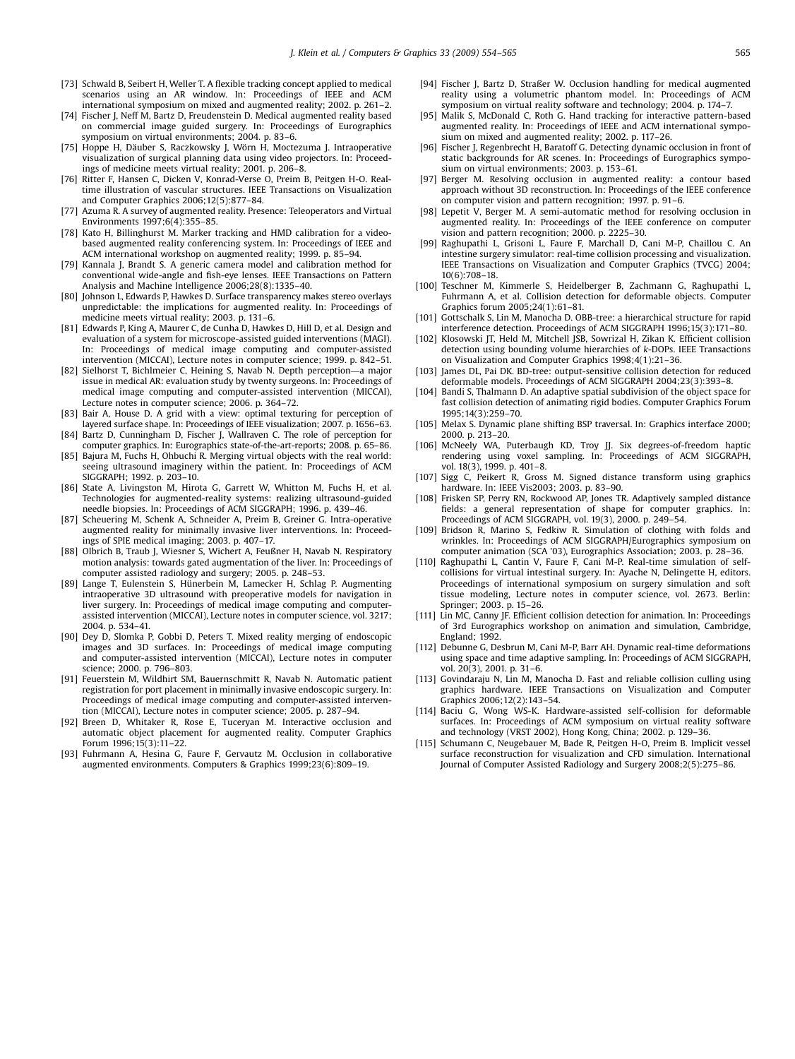[73] Schwald B, Seibert H, Weller T. A flexible tracking concept applied to medical scenarios using an AR window. In: Proceedings of IEEE and ACM international symposium on mixed and augmented reality; 2002. p. 261–2.

[74] Fischer J, Neff M, Bartz D, Freudenstein D. Medical augmented reality based on commercial image guided surgery. In: Proceedings of Eurographics symposium on virtual environments; 2004. p. 83–6.

[75] Hoppe H, Däuber S, Raczkowsky J, Wörn H, Moctezuma J. Intraoperative visualization of surgical planning data using video projectors. In: Proceedings of medicine meets virtual reality; 2001. p. 206–8.

[76] Ritter F, Hansen C, Dicken V, Konrad-Verse O, Preim B, Peitgen H-O. Real-time illustration of vascular structures. IEEE Transactions on Visualization and Computer Graphics 2006;12(5):877–84.

[77] Azuma R. A survey of augmented reality. Presence: Teleoperators and Virtual Environments 1997;6(4):355–85.

[78] Kato H, Billinghurst M. Marker tracking and HMD calibration for a video-based augmented reality conferencing system. In: Proceedings of IEEE and ACM international workshop on augmented reality; 1999. p. 85–94.

[79] Kannala J, Brandt S. A generic camera model and calibration method for conventional wide-angle and fish-eye lenses. IEEE Transactions on Pattern Analysis and Machine Intelligence 2006;28(8):1335–40.

[80] Johnson L, Edwards P, Hawkes D. Surface transparency makes stereo overlays unpredictable: the implications for augmented reality. In: Proceedings of medicine meets virtual reality; 2003. p. 131–6.

[81] Edwards P, King A, Maurer C, de Cunha D, Hawkes D, Hill D, et al. Design and evaluation of a system for microscope-assisted guided interventions (MAGI). In: Proceedings of medical image computing and computer-assisted intervention (MICCAI), Lecture notes in computer science; 1999. p. 842–51.

[82] Sielhorst T, Bichlmeier C, Heining S, Navab N. Depth perception—a major issue in medical AR: evaluation study by twenty surgeons. In: Proceedings of medical image computing and computer-assisted intervention (MICCAI), Lecture notes in computer science; 2006. p. 364–72.

[83] Bair A, House D. A grid with a view: optimal texturing for perception of layered surface shape. In: Proceedings of IEEE visualization; 2007. p. 1656–63.

[84] Bartz D, Cunningham D, Fischer J, Wallraven C. The role of perception for computer graphics. In: Eurographics state-of-the-art-reports; 2008. p. 65–86.

[85] Bajura M, Fuchs H, Ohbuchi R. Merging virtual objects with the real world: seeing ultrasound imaginery within the patient. In: Proceedings of ACM SIGGRAPH; 1992. p. 203–10.

[86] State A, Livingston M, Hirota G, Garrett W, Whitton M, Fuchs H, et al. Technologies for augmented-reality systems: realizing ultrasound-guided needle biopsies. In: Proceedings of ACM SIGGRAPH; 1996. p. 439–46.

[87] Scheuering M, Schenk A, Schneider A, Preim B, Greiner G. Intra-operative augmented reality for minimally invasive liver interventions. In: Proceedings of SPIE medical imaging; 2003. p. 407–17.

[88] Olbrich B, Traub J, Wiesner S, Wichert A, Feußner H, Navab N. Respiratory motion analysis: towards gated augmentation of the liver. In: Proceedings of computer assisted radiology and surgery; 2005. p. 248–53.

[89] Lange T, Eulenstein S, Hünerbein M, Lamecker H, Schlag P. Augmenting intraoperative 3D ultrasound with preoperative models for navigation in liver surgery. In: Proceedings of medical image computing and computer-assisted intervention (MICCAI), Lecture notes in computer science, vol. 3217; 2004. p. 534–41.

[90] Dey D, Slomka P, Gobbi D, Peters T. Mixed reality merging of endoscopic images and 3D surfaces. In: Proceedings of medical image computing and computer-assisted intervention (MICCAI), Lecture notes in computer science; 2000. p. 796–803.

[91] Feuerstein M, Wildhirt SM, Bauernschmitt R, Navab N. Automatic patient registration for port placement in minimally invasive endoscopic surgery. In: Proceedings of medical image computing and computer-assisted intervention (MICCAI), Lecture notes in computer science; 2005. p. 287–94.

[92] Breen D, Whitaker R, Rose E, Tuceryan M. Interactive occlusion and automatic object placement for augmented reality. Computer Graphics Forum 1996;15(3):11–22.

[93] Fuhrmann A, Hesina G, Faure F, Gervautz M. Occlusion in collaborative augmented environments. Computers & Graphics 1999;23(6):809–19.

[94] Fischer J, Bartz D, Straßer W. Occlusion handling for medical augmented reality using a volumetric phantom model. In: Proceedings of ACM symposium on virtual reality software and technology; 2004. p. 174–7.

[95] Malik S, McDonald C, Roth G. Hand tracking for interactive pattern-based augmented reality. In: Proceedings of IEEE and ACM international symposium on mixed and augmented reality; 2002. p. 117–26.

[96] Fischer J, Regenbrecht H, Baratoff G. Detecting dynamic occlusion in front of static backgrounds for AR scenes. In: Proceedings of Eurographics symposium on virtual environments; 2003. p. 153–61.

[97] Berger M. Resolving occlusion in augmented reality: a contour based approach without 3D reconstruction. In: Proceedings of the IEEE conference on computer vision and pattern recognition; 1997. p. 91–6.

[98] Lepetit V, Berger M. A semi-automatic method for resolving occlusion in augmented reality. In: Proceedings of the IEEE conference on computer vision and pattern recognition; 2000. p. 2225–30.

[99] Raghupathi L, Grisoni L, Faure F, Marchall D, Cani M-P, Chaillou C. An intestine surgery simulator: real-time collision processing and visualization. IEEE Transactions on Visualization and Computer Graphics (TVCG) 2004; 10(6):708–18.

[100] Teschner M, Kimmerle S, Heidelberger B, Zachmann G, Raghupathi L, Fuhrmann A, et al. Collision detection for deformable objects. Computer Graphics forum 2005;24(1):61–81.

[101] Gottschalk S, Lin M, Manocha D. OBB-tree: a hierarchical structure for rapid interference detection. Proceedings of ACM SIGGRAPH 1996;15(3):171–80.

[102] Klosowski JT, Held M, Mitchell JSB, Sowrizal H, Zikan K. Efficient collision detection using bounding volume hierarchies of *k*-DOPs. IEEE Transactions on Visualization and Computer Graphics 1998;4(1):21–36.

[103] James DL, Pai DK. BD-tree: output-sensitive collision detection for reduced deformable models. Proceedings of ACM SIGGRAPH 2004;23(3):393–8.

[104] Bandi S, Thalmann D. An adaptive spatial subdivision of the object space for fast collision detection of animating rigid bodies. Computer Graphics Forum 1995;14(3):259–70.

[105] Melax S. Dynamic plane shifting BSP traversal. In: Graphics interface 2000; 2000. p. 213–20.

[106] McNeely WA, Puterbaugh KD, Troy JJ. Six degrees-of-freedom haptic rendering using voxel sampling. In: Proceedings of ACM SIGGRAPH, vol. 18(3), 1999. p. 401–8.

[107] Sigg C, Peikert R, Gross M. Signed distance transform using graphics hardware. In: IEEE Vis2003; 2003. p. 83–90.

[108] Frisken SP, Perry RN, Rockwood AP, Jones TR. Adaptively sampled distance fields: a general representation of shape for computer graphics. In: Proceedings of ACM SIGGRAPH, vol. 19(3), 2000. p. 249–54.

[109] Bridson R, Marino S, Fedkiw R. Simulation of clothing with folds and wrinkles. In: Proceedings of ACM SIGGRAPH/Eurographics symposium on computer animation (SCA '03), Eurographics Association; 2003. p. 28–36.

[110] Raghupathi L, Cantin V, Faure F, Cani M-P. Real-time simulation of self-collisions for virtual intestinal surgery. In: Ayache N, Delingette H, editors. Proceedings of international symposium on surgery simulation and soft tissue modeling, Lecture notes in computer science, vol. 2673. Berlin: Springer; 2003. p. 15–26.

[111] Lin MC, Canny JF. Efficient collision detection for animation. In: Proceedings of 3rd Eurographics workshop on animation and simulation, Cambridge, England; 1992.

[112] Debunne G, Desbrun M, Cani M-P, Barr AH. Dynamic real-time deformations using space and time adaptive sampling. In: Proceedings of ACM SIGGRAPH, vol. 20(3), 2001. p. 31–6.

[113] Govindaraju N, Lin M, Manocha D. Fast and reliable collision culling using graphics hardware. IEEE Transactions on Visualization and Computer Graphics 2006;12(2):143–54.

[114] Baciu G, Wong WS-K. Hardware-assisted self-collision for deformable surfaces. In: Proceedings of ACM symposium on virtual reality software and technology (VRST 2002), Hong Kong, China; 2002. p. 129–36.

[115] Schumann C, Neugebauer M, Bade R, Peitgen H-O, Preim B. Implicit vessel surface reconstruction for visualization and CFD simulation. International Journal of Computer Assisted Radiology and Surgery 2008;2(5):275–86.